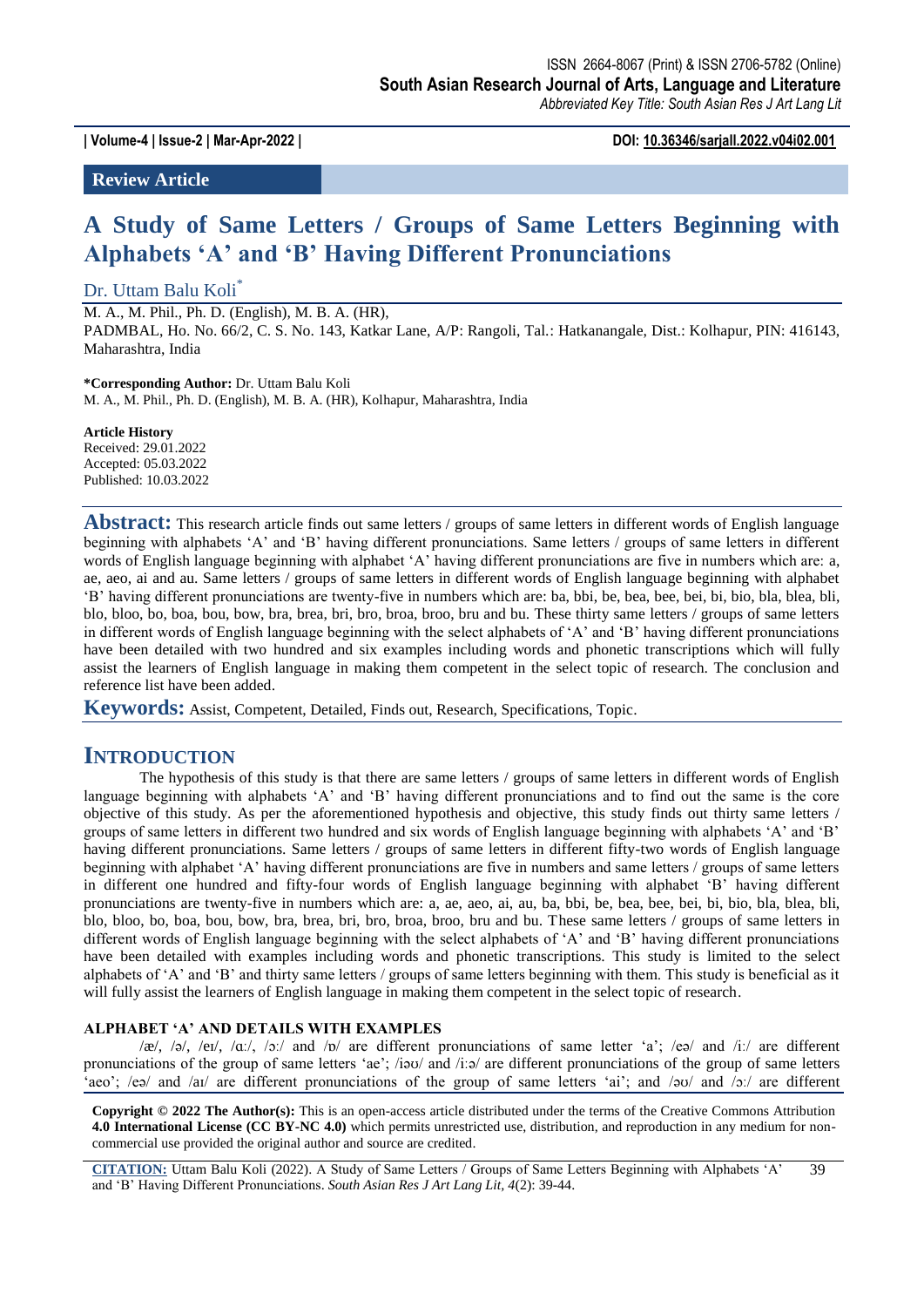ISSN 2664-8067 (Print) & ISSN 2706-5782 (Online)
**South Asian Research Journal of Arts, Language and Literature**
*Abbreviated Key Title: South Asian Res J Art Lang Lit*

**| Volume-4 | Issue-2 | Mar-Apr-2022 |** **DOI: 10.36346/sarjall.2022.v04i02.001**

**Review Article**

# A Study of Same Letters / Groups of Same Letters Beginning with Alphabets 'A' and 'B' Having Different Pronunciations

Dr. Uttam Balu Koli*

M. A., M. Phil., Ph. D. (English), M. B. A. (HR),
PADMBAL, Ho. No. 66/2, C. S. No. 143, Katkar Lane, A/P: Rangoli, Tal.: Hatkanangale, Dist.: Kolhapur, PIN: 416143, Maharashtra, India

**\*Corresponding Author:** Dr. Uttam Balu Koli
M. A., M. Phil., Ph. D. (English), M. B. A. (HR), Kolhapur, Maharashtra, India

**Article History**
Received: 29.01.2022
Accepted: 05.03.2022
Published: 10.03.2022

**Abstract:** This research article finds out same letters / groups of same letters in different words of English language beginning with alphabets 'A' and 'B' having different pronunciations. Same letters / groups of same letters in different words of English language beginning with alphabet 'A' having different pronunciations are five in numbers which are: a, ae, aeo, ai and au. Same letters / groups of same letters in different words of English language beginning with alphabet 'B' having different pronunciations are twenty-five in numbers which are: ba, bbi, be, bea, bee, bei, bi, bio, bla, blea, bli, blo, bloo, bo, boa, bou, bow, bra, brea, bri, bro, broa, broo, bru and bu. These thirty same letters / groups of same letters in different words of English language beginning with the select alphabets of 'A' and 'B' having different pronunciations have been detailed with two hundred and six examples including words and phonetic transcriptions which will fully assist the learners of English language in making them competent in the select topic of research. The conclusion and reference list have been added.

**Keywords:** Assist, Competent, Detailed, Finds out, Research, Specifications, Topic.

## INTRODUCTION

The hypothesis of this study is that there are same letters / groups of same letters in different words of English language beginning with alphabets 'A' and 'B' having different pronunciations and to find out the same is the core objective of this study. As per the aforementioned hypothesis and objective, this study finds out thirty same letters / groups of same letters in different two hundred and six words of English language beginning with alphabets 'A' and 'B' having different pronunciations. Same letters / groups of same letters in different fifty-two words of English language beginning with alphabet 'A' having different pronunciations are five in numbers and same letters / groups of same letters in different one hundred and fifty-four words of English language beginning with alphabet 'B' having different pronunciations are twenty-five in numbers which are: a, ae, aeo, ai, au, ba, bbi, be, bea, bee, bei, bi, bio, bla, blea, bli, blo, bloo, bo, boa, bou, bow, bra, brea, bri, bro, broa, broo, bru and bu. These same letters / groups of same letters in different words of English language beginning with the select alphabets of 'A' and 'B' having different pronunciations have been detailed with examples including words and phonetic transcriptions. This study is limited to the select alphabets of 'A' and 'B' and thirty same letters / groups of same letters beginning with them. This study is beneficial as it will fully assist the learners of English language in making them competent in the select topic of research.

### ALPHABET 'A' AND DETAILS WITH EXAMPLES

/æ/, /ə/, /eɪ/, /ɑː/, /ɔː/ and /ɒ/ are different pronunciations of same letter 'a'; /eə/ and /iː/ are different pronunciations of the group of same letters 'ae'; /iəʊ/ and /iːə/ are different pronunciations of the group of same letters 'aeo'; /eə/ and /aɪ/ are different pronunciations of the group of same letters 'ai'; and /əʊ/ and /ɔː/ are different

**Copyright © 2022 The Author(s):** This is an open-access article distributed under the terms of the Creative Commons Attribution **4.0 International License (CC BY-NC 4.0)** which permits unrestricted use, distribution, and reproduction in any medium for non-commercial use provided the original author and source are credited.

**CITATION:** Uttam Balu Koli (2022). A Study of Same Letters / Groups of Same Letters Beginning with Alphabets 'A' and 'B' Having Different Pronunciations. *South Asian Res J Art Lang Lit, 4*(2): 39-44.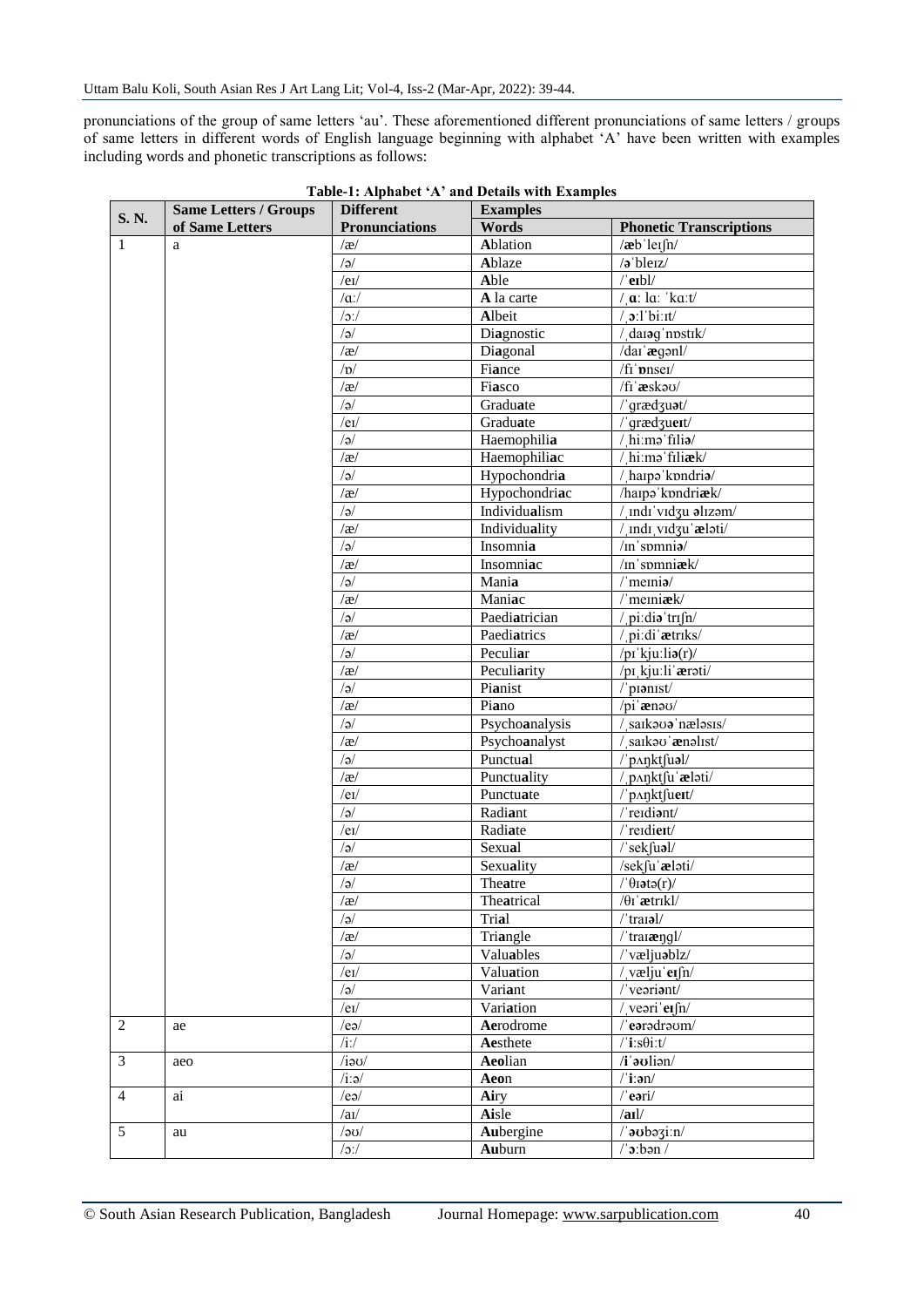pronunciations of the group of same letters 'au'. These aforementioned different pronunciations of same letters / groups of same letters in different words of English language beginning with alphabet 'A' have been written with examples including words and phonetic transcriptions as follows:

**Table-1: Alphabet 'A' and Details with Examples**

| S. N. | Same Letters / Groups of Same Letters | Different Pronunciations | Examples | |
|---|---|---|---|---|
| | | | **Words** | **Phonetic Transcriptions** |
| 1 | a | /æ/ | **A**blation | /**æ**bˈleɪʃn/ |
| | | /ə/ | **A**blaze | /**ə**ˈbleɪz/ |
| | | /eɪ/ | **A**ble | /ˈ**eɪ**bl/ |
| | | /ɑː/ | **A** la carte | /ˌ**ɑ**: lɑː ˈkɑːt/ |
| | | /ɔː/ | **A**lbeit | /ˌ**ɔ**:lˈbiːɪt/ |
| | | /ə/ | Di**a**gnostic | /ˌdaɪəgˈnɒstɪk/ |
| | | /æ/ | Di**a**gonal | /daɪˈ**æ**gənl/ |
| | | /ɒ/ | Fi**a**nce | /fɪˈ**ɒ**nseɪ/ |
| | | /æ/ | Fi**a**sco | /fɪˈ**æ**skəʊ/ |
| | | /ə/ | Gradu**a**te | /ˈgrædʒuət/ |
| | | /eɪ/ | Gradu**a**te | /ˈgrædʒu**eɪ**t/ |
| | | /ə/ | Haemophili**a** | /ˌhiːməˈfɪli**ə**/ |
| | | /æ/ | Haemophili**a**c | /ˌhiːməˈfɪli**æ**k/ |
| | | /ə/ | Hypochondri**a** | /ˌhaɪpəˈkɒndri**ə**/ |
| | | /æ/ | Hypochondri**a**c | /haɪpəˈkɒndri**æ**k/ |
| | | /ə/ | Individu**a**lism | /ˌɪndɪˈvɪdʒu əlɪzəm/ |
| | | /æ/ | Individu**a**lity | /ˌɪndɪˌvɪdʒuˈ**æ**ləti/ |
| | | /ə/ | Insomni**a** | /ɪnˈsɒmni**ə**/ |
| | | /æ/ | Insomni**a**c | /ɪnˈsɒmni**æ**k/ |
| | | /ə/ | Mani**a** | /ˈmeɪni**ə**/ |
| | | /æ/ | Mani**a**c | /ˈmeɪni**æ**k/ |
| | | /ə/ | Paedi**a**trician | /ˌpiːdiəˈtrɪʃn/ |
| | | /æ/ | Paedi**a**trics | /ˌpiːdiˈ**æ**trɪks/ |
| | | /ə/ | Pecul**ia**r | /pɪˈkjuːli**ə**(r)/ |
| | | /æ/ | Peculi**a**rity | /pɪˌkjuːliˈ**æ**rəti/ |
| | | /ə/ | Pi**a**nist | /ˈp**ɪə**nɪst/ |
| | | /æ/ | Pi**a**no | /piˈ**æ**nəʊ/ |
| | | /ə/ | Psycho**a**nalysis | /ˌsaɪkəʊəˈnæləsɪs/ |
| | | /æ/ | Psycho**a**nalyst | /ˌsaɪkəʊˈ**æ**nəlɪst/ |
| | | /ə/ | Punctu**a**l | /ˈpʌŋktʃuəl/ |
| | | /æ/ | Punctu**a**lity | /ˌpʌŋktʃuˈ**æ**ləti/ |
| | | /eɪ/ | Punctu**a**te | /ˈpʌŋktʃu**eɪ**t/ |
| | | /ə/ | Radi**a**nt | /ˈreɪdiənt/ |
| | | /eɪ/ | Radi**a**te | /ˈreɪdi**eɪ**t/ |
| | | /ə/ | Sexu**a**l | /ˈsekʃuəl/ |
| | | /æ/ | Sexu**a**lity | /sekʃuˈ**æ**ləti/ |
| | | /ə/ | The**a**tre | /ˈθɪətə(r)/ |
| | | /æ/ | The**a**trical | /θɪˈ**æ**trɪkl/ |
| | | /ə/ | Tri**a**l | /ˈtraɪəl/ |
| | | /æ/ | Tri**a**ngle | /ˈtraɪ**æ**ŋgl/ |
| | | /ə/ | Valu**a**bles | /ˈvæljuəblz/ |
| | | /eɪ/ | Valu**a**tion | /ˌvæljuˈ**eɪ**ʃn/ |
| | | /ə/ | Vari**a**nt | /ˈveəriənt/ |
| | | /eɪ/ | Vari**a**tion | /ˌveəriˈ**eɪ**ʃn/ |
| 2 | ae | /eə/ | **Ae**rodrome | /ˈ**eə**rədrəʊm/ |
| | | /iː/ | **Ae**sthete | /ˈ**iː**sθiːt/ |
| 3 | aeo | /iəʊ/ | **Aeo**lian | /**i**ˈ**əʊ**liən/ |
| | | /iːə/ | **Aeo**n | /ˈ**iː**ən/ |
| 4 | ai | /eə/ | **Ai**ry | /ˈ**eə**ri/ |
| | | /aɪ/ | **Ai**sle | /**aɪ**l/ |
| 5 | au | /əʊ/ | **Au**bergine | /ˈ**əʊ**bəʒiːn/ |
| | | /ɔː/ | **Au**burn | /ˈ**ɔ**:bən / |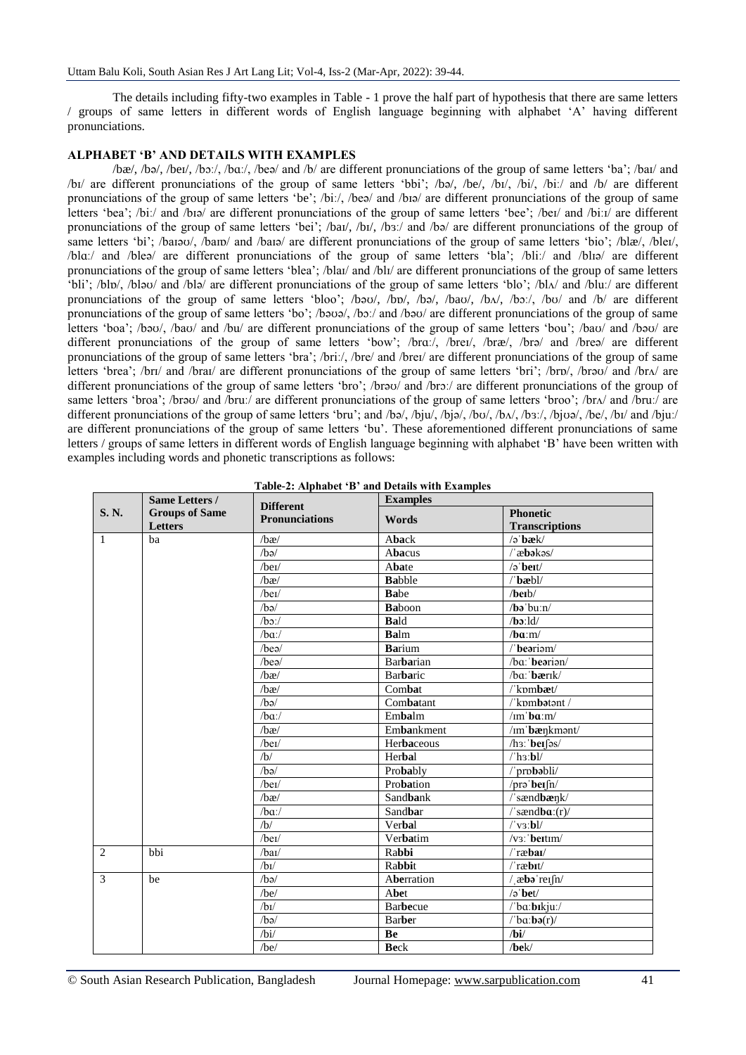The details including fifty-two examples in Table - 1 prove the half part of hypothesis that there are same letters / groups of same letters in different words of English language beginning with alphabet 'A' having different pronunciations.

## ALPHABET 'B' AND DETAILS WITH EXAMPLES

/bæ/, /bə/, /beɪ/, /bɔː/, /bɑː/, /beə/ and /b/ are different pronunciations of the group of same letters 'ba'; /baɪ/ and /bɪ/ are different pronunciations of the group of same letters 'bbi'; /bə/, /be/, /bɪ/, /bi/, /biː/ and /b/ are different pronunciations of the group of same letters 'be'; /biː/, /beə/ and /bɪə/ are different pronunciations of the group of same letters 'bea'; /biː/ and /bɪə/ are different pronunciations of the group of same letters 'bee'; /beɪ/ and /biːɪ/ are different pronunciations of the group of same letters 'bei'; /baɪ/, /bɪ/, /bɜː/ and /bə/ are different pronunciations of the group of same letters 'bi'; /baɪəʊ/, /baɪɒ/ and /baɪə/ are different pronunciations of the group of same letters 'bio'; /blæ/, /bleɪ/, /blɑː/ and /bleə/ are different pronunciations of the group of same letters 'bla'; /bliː/ and /blɪə/ are different pronunciations of the group of same letters 'blea'; /blaɪ/ and /blɪ/ are different pronunciations of the group of same letters 'bli'; /blɒ/, /bləʊ/ and /blə/ are different pronunciations of the group of same letters 'blo'; /blʌ/ and /bluː/ are different pronunciations of the group of same letters 'bloo'; /bəʊ/, /bɒ/, /bə/, /baʊ/, /bʌ/, /bɔː/, /bʊ/ and /b/ are different pronunciations of the group of same letters 'bo'; /bəʊə/, /bɔː/ and /bəʊ/ are different pronunciations of the group of same letters 'boa'; /bəʊ/, /baʊ/ and /bu/ are different pronunciations of the group of same letters 'bou'; /baʊ/ and /bəʊ/ are different pronunciations of the group of same letters 'bow'; /brɑː/, /breɪ/, /bræ/, /brə/ and /breə/ are different pronunciations of the group of same letters 'bra'; /briː/, /bre/ and /breɪ/ are different pronunciations of the group of same letters 'brea'; /brɪ/ and /braɪ/ are different pronunciations of the group of same letters 'bri'; /brɒ/, /brəʊ/ and /brʌ/ are different pronunciations of the group of same letters 'bro'; /brəʊ/ and /brɔː/ are different pronunciations of the group of same letters 'broa'; /brəʊ/ and /bruː/ are different pronunciations of the group of same letters 'broo'; /brʌ/ and /bruː/ are different pronunciations of the group of same letters 'bru'; and /bə/, /bju/, /bjə/, /bʊ/, /bʌ/, /bɜː/, /bjʊə/, /be/, /bɪ/ and /bjuː/ are different pronunciations of the group of same letters 'bu'. These aforementioned different pronunciations of same letters / groups of same letters in different words of English language beginning with alphabet 'B' have been written with examples including words and phonetic transcriptions as follows:

**Table-2: Alphabet 'B' and Details with Examples**

| S. N. | Same Letters / Groups of Same Letters | Different Pronunciations | Examples | |
|---|---|---|---|---|
| | | | Words | Phonetic Transcriptions |
| 1 | ba | /bæ/ | A**ba**ck | /əˈ**bæ**k/ |
| | | /bə/ | A**ba**cus | /ˈæ**bə**kəs/ |
| | | /beɪ/ | A**ba**te | /əˈ**beɪ**t/ |
| | | /bæ/ | **Ba**bble | /ˈ**bæ**bl/ |
| | | /beɪ/ | **Ba**be | /**beɪ**b/ |
| | | /bə/ | **Ba**boon | /**bə**ˈbuːn/ |
| | | /bɔː/ | **Ba**ld | /**bɔː**ld/ |
| | | /bɑː/ | **Ba**lm | /**bɑː**m/ |
| | | /beə/ | **Ba**rium | /ˈ**beə**riəm/ |
| | | /beə/ | Bar**ba**rian | /bɑːˈ**beə**riən/ |
| | | /bæ/ | Bar**ba**ric | /bɑːˈ**bæ**rɪk/ |
| | | /bæ/ | Com**ba**t | /ˈkɒm**bæ**t/ |
| | | /bə/ | Com**ba**tant | /ˈkɒm**bə**tənt / |
| | | /bɑː/ | Em**ba**lm | /ɪmˈ**bɑː**m/ |
| | | /bæ/ | Em**ba**nkment | /ɪmˈ**bæ**ŋkmənt/ |
| | | /beɪ/ | Her**ba**ceous | /hɜːˈ**beɪ**ʃəs/ |
| | | /b/ | Her**ba**l | /ˈhɜː**b**l/ |
| | | /bə/ | Pro**ba**bly | /ˈprɒ**bə**bli/ |
| | | /beɪ/ | Pro**ba**tion | /prəˈ**beɪ**ʃn/ |
| | | /bæ/ | Sand**ba**nk | /ˈsænd**bæ**ŋk/ |
| | | /bɑː/ | Sand**ba**r | /ˈsænd**bɑː**(r)/ |
| | | /b/ | Ver**ba**l | /ˈvɜː**b**l/ |
| | | /beɪ/ | Ver**ba**tim | /vɜːˈ**beɪ**tɪm/ |
| 2 | bbi | /baɪ/ | Ra**bbi** | /ˈræ**baɪ**/ |
| | | /bɪ/ | Ra**bbi**t | /ˈræ**bɪ**t/ |
| 3 | be | /bə/ | A**be**rration | /ˌæ**bə**ˈreɪʃn/ |
| | | /be/ | A**be**t | /əˈ**be**t/ |
| | | /bɪ/ | Bar**be**cue | /ˈbɑː**bɪ**kjuː/ |
| | | /bə/ | Bar**be**r | /ˈbɑː**bə**(r)/ |
| | | /bi/ | **Be** | /**bi**/ |
| | | /be/ | **Be**ck | /**be**k/ |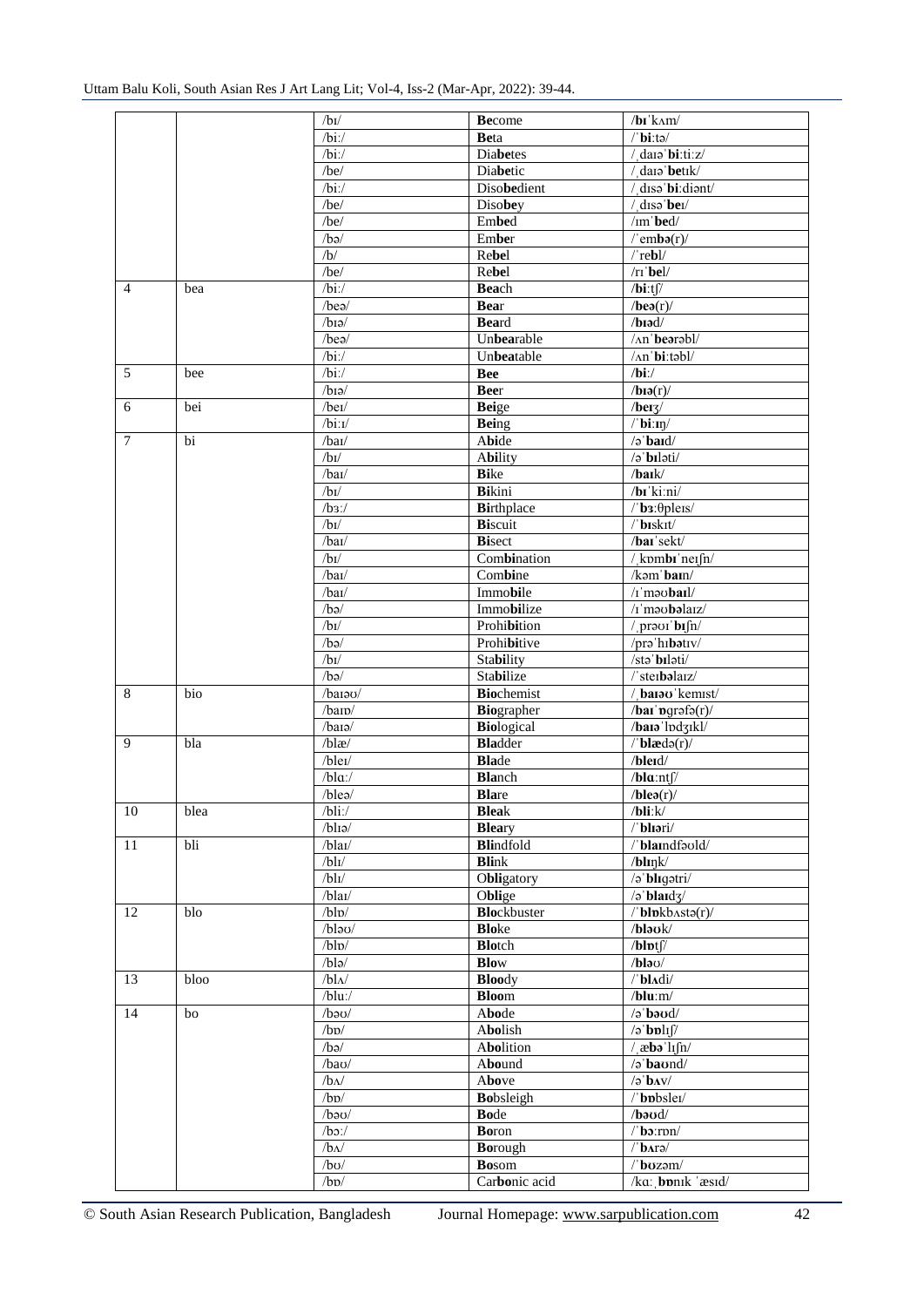| | | /bɪ/ | **Be**come | /**bɪ**ˈkʌm/ |
|---|---|---|---|---|
| | | /biː/ | **Be**ta | /ˈ**bi**ːtə/ |
| | | /biː/ | Dia**be**tes | /ˌdaɪəˈ**bi**ːtiːz/ |
| | | /be/ | Dia**be**tic | /ˌdaɪəˈ**be**tɪk/ |
| | | /biː/ | Diso**be**dient | /ˌdɪsəˈ**bi**ːdiənt/ |
| | | /be/ | Diso**be**y | /ˌdɪsəˈ**beɪ**/ |
| | | /be/ | Em**be**d | /ɪmˈ**be**d/ |
| | | /bə/ | Em**be**r | /ˈem**bə**(r)/ |
| | | /b/ | Re**be**l | /ˈre**bl**/ |
| | | /be/ | Re**be**l | /rɪˈ**be**l/ |
| 4 | bea | /biː/ | **Bea**ch | /**bi**ːtʃ/ |
| | | /beə/ | **Bea**r | /**beə**(r)/ |
| | | /bɪə/ | **Bea**rd | /**bɪə**d/ |
| | | /beə/ | Un**bea**rable | /ʌnˈ**beə**rəbl/ |
| | | /biː/ | Un**bea**table | /ʌnˈ**bi**ːtəbl/ |
| 5 | bee | /biː/ | **Bee** | /**bi**ː/ |
| | | /bɪə/ | **Bee**r | /**bɪə**(r)/ |
| 6 | bei | /beɪ/ | **Bei**ge | /**beɪ**ʒ/ |
| | | /biːɪ/ | **Bei**ng | /ˈ**bi**ːɪŋ/ |
| 7 | bi | /baɪ/ | A**bi**de | /əˈ**baɪ**d/ |
| | | /bɪ/ | A**bi**lity | /əˈ**bɪ**ləti/ |
| | | /baɪ/ | **Bi**ke | /**baɪ**k/ |
| | | /bɪ/ | **Bi**kini | /**bɪ**ˈkiːni/ |
| | | /bɜː/ | **Bi**rthplace | /ˈ**bɜ**ːθpleɪs/ |
| | | /bɪ/ | **Bi**scuit | /ˈ**bɪ**skɪt/ |
| | | /baɪ/ | **Bi**sect | /**baɪ**ˈsekt/ |
| | | /bɪ/ | Com**bi**nation | /ˌkɒm**bɪ**ˈneɪʃn/ |
| | | /baɪ/ | Com**bi**ne | /kəmˈ**baɪ**n/ |
| | | /baɪ/ | Immo**bi**le | /ɪˈməʊ**baɪ**l/ |
| | | /bə/ | Immo**bi**lize | /ɪˈməʊ**bə**laɪz/ |
| | | /bɪ/ | Prohi**bi**tion | /ˌprəʊɪˈ**bɪ**ʃn/ |
| | | /bə/ | Prohi**bi**tive | /prəˈhɪ**bə**tɪv/ |
| | | /bɪ/ | Sta**bi**lity | /stəˈ**bɪ**ləti/ |
| | | /bə/ | Sta**bi**lize | /ˈsteɪ**bə**laɪz/ |
| 8 | bio | /baɪəʊ/ | **Bio**chemist | /ˌ**baɪəʊ**ˈkemɪst/ |
| | | /baɪɒ/ | **Bio**grapher | /**baɪ**ˈ**ɒ**ɡrəfə(r)/ |
| | | /baɪə/ | **Bio**logical | /**baɪə**ˈlɒdʒɪkl/ |
| 9 | bla | /blæ/ | **Bla**dder | /ˈ**blæ**də(r)/ |
| | | /bleɪ/ | **Bla**de | /**bleɪ**d/ |
| | | /blɑː/ | **Bla**nch | /**blɑ**ːntʃ/ |
| | | /bleə/ | **Bla**re | /**bleə**(r)/ |
| 10 | blea | /bliː/ | **Blea**k | /**bli**ːk/ |
| | | /blɪə/ | **Blea**ry | /ˈ**blɪə**ri/ |
| 11 | bli | /blaɪ/ | **Bli**ndfold | /ˈ**blaɪ**ndfəʊld/ |
| | | /blɪ/ | **Bli**nk | /**blɪ**ŋk/ |
| | | /blɪ/ | O**bli**gatory | /əˈ**blɪ**ɡətri/ |
| | | /blaɪ/ | O**bli**ge | /əˈ**blaɪ**dʒ/ |
| 12 | blo | /blɒ/ | **Blo**ckbuster | /ˈ**blɒ**kbʌstə(r)/ |
| | | /bləʊ/ | **Blo**ke | /**bləʊ**k/ |
| | | /blɒ/ | **Blo**tch | /**blɒ**tʃ/ |
| | | /blə/ | **Blo**w | /**bləʊ**/ |
| 13 | bloo | /blʌ/ | **Bloo**dy | /ˈ**blʌ**di/ |
| | | /bluː/ | **Bloo**m | /**blu**ːm/ |
| 14 | bo | /bəʊ/ | A**bo**de | /əˈ**bəʊ**d/ |
| | | /bɒ/ | A**bo**lish | /əˈ**bɒ**lɪʃ/ |
| | | /bə/ | A**bo**lition | /ˌæ**bə**ˈlɪʃn/ |
| | | /baʊ/ | A**bo**und | /əˈ**baʊ**nd/ |
| | | /bʌ/ | A**bo**ve | /əˈ**bʌ**v/ |
| | | /bɒ/ | **Bo**bsleigh | /ˈ**bɒ**bsleɪ/ |
| | | /bəʊ/ | **Bo**de | /**bəʊ**d/ |
| | | /bɔː/ | **Bo**ron | /ˈ**bɔ**ːrɒn/ |
| | | /bʌ/ | **Bo**rough | /ˈ**bʌ**rə/ |
| | | /bʊ/ | **Bo**som | /ˈ**bʊ**zəm/ |
| | | /bɒ/ | Car**bo**nic acid | /kɑːˌ**bɒ**nɪk ˈæsɪd/ |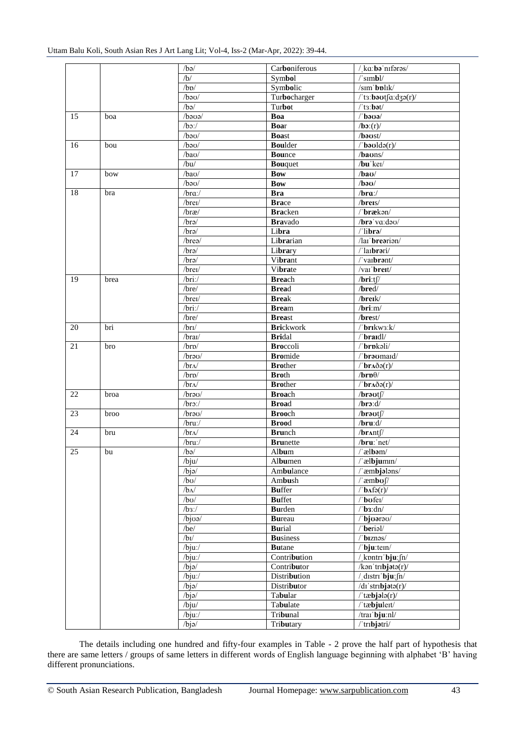| | | /bə/ | Car**bo**niferous | /ˌkɑːbəˈnɪfərəs/ |
|---|---|---|---|---|
| | | /b/ | Sym**bo**l | /ˈsɪm**b**l/ |
| | | /bɒ/ | Sym**bo**lic | /sɪmˈ**bɒ**lɪk/ |
| | | /bəʊ/ | Tur**bo**charger | /ˈtɜː**bəʊ**tʃɑːdʒə(r)/ |
| | | /bə/ | Tur**bo**t | /ˈtɜː**bə**t/ |
| 15 | boa | /bəʊə/ | **Boa** | /ˈ**bəʊə**/ |
| | | /bɔː/ | **Boa**r | /**bɔː**(r)/ |
| | | /bəʊ/ | **Boa**st | /**bəʊ**st/ |
| 16 | bou | /bəʊ/ | **Bou**lder | /ˈ**bəʊ**ldə(r)/ |
| | | /baʊ/ | **Bou**nce | /**baʊ**ns/ |
| | | /bu/ | **Bou**quet | /**bu**ˈkeɪ/ |
| 17 | bow | /baʊ/ | **Bow** | /**baʊ**/ |
| | | /bəʊ/ | **Bow** | /**bəʊ**/ |
| 18 | bra | /brɑː/ | **Bra** | /**brɑ**ː/ |
| | | /breɪ/ | **Bra**ce | /**breɪ**s/ |
| | | /bræ/ | **Bra**cken | /ˈ**bræ**kən/ |
| | | /brə/ | **Bra**vado | /**brə**ˈvɑːdəʊ/ |
| | | /brə/ | Li**bra** | /ˈli**brə**/ |
| | | /breə/ | Li**bra**rian | /laɪˈ**breə**riən/ |
| | | /brə/ | Li**bra**ry | /ˈlaɪ**brə**ri/ |
| | | /brə/ | Vi**bra**nt | /ˈvaɪ**brə**nt/ |
| | | /breɪ/ | Vi**bra**te | /vaɪˈ**breɪ**t/ |
| 19 | brea | /briː/ | **Brea**ch | /**briː**tʃ/ |
| | | /bre/ | **Brea**d | /**bre**d/ |
| | | /breɪ/ | **Brea**k | /**breɪ**k/ |
| | | /briː/ | **Brea**m | /**bri**ːm/ |
| | | /bre/ | **Brea**st | /**bre**st/ |
| 20 | bri | /brɪ/ | **Bri**ckwork | /ˈ**brɪ**kwɜːk/ |
| | | /braɪ/ | **Bri**dal | /ˈ**braɪ**dl/ |
| 21 | bro | /brɒ/ | **Bro**ccoli | /ˈ**brɒ**kəli/ |
| | | /brəʊ/ | **Bro**mide | /ˈ**brəʊ**maɪd/ |
| | | /brʌ/ | **Bro**ther | /ˈ**brʌ**ðə(r)/ |
| | | /brɒ/ | **Bro**th | /**brɒ**θ/ |
| | | /brʌ/ | **Bro**ther | /ˈ**brʌ**ðə(r)/ |
| 22 | broa | /brəʊ/ | **Broa**ch | /**brəʊ**tʃ/ |
| | | /brɔː/ | **Broa**d | /**brɔ**ːd/ |
| 23 | broo | /brəʊ/ | **Broo**ch | /**brəʊ**tʃ/ |
| | | /bruː/ | **Broo**d | /**bru**ːd/ |
| 24 | bru | /brʌ/ | **Bru**nch | /**brʌ**ntʃ/ |
| | | /bruː/ | **Bru**nette | /**bru**ːˈnet/ |
| 25 | bu | /bə/ | Al**bu**m | /ˈæl**bə**m/ |
| | | /bju/ | Al**bu**men | /ˈæl**bju**mɪn/ |
| | | /bjə/ | Am**bu**lance | /ˈæm**bjə**ləns/ |
| | | /bʊ/ | Am**bu**sh | /ˈæm**bʊ**ʃ/ |
| | | /bʌ/ | **Bu**ffer | /ˈ**bʌ**fə(r)/ |
| | | /bʊ/ | **Bu**ffet | /ˈ**bʊ**feɪ/ |
| | | /bɜː/ | **Bu**rden | /ˈ**bɜ**ːdn/ |
| | | /bjʊə/ | **Bu**reau | /ˈ**bjʊə**rəʊ/ |
| | | /be/ | **Bu**rial | /ˈ**be**riəl/ |
| | | /bɪ/ | **Bu**siness | /ˈ**bɪ**znəs/ |
| | | /bjuː/ | **Bu**tane | /ˈ**bju**ːteɪn/ |
| | | /bjuː/ | Contri**bu**tion | /ˌkɒntrɪˈ**bju**ːʃn/ |
| | | /bjə/ | Contri**bu**tor | /kənˈtrɪ**bjə**tə(r)/ |
| | | /bjuː/ | Distri**bu**tion | /ˌdɪstrɪˈ**bju**ːʃn/ |
| | | /bjə/ | Distri**bu**tor | /dɪˈstrɪ**bjə**tə(r)/ |
| | | /bjə/ | Ta**bu**lar | /ˈtæ**bjə**lə(r)/ |
| | | /bju/ | Ta**bu**late | /ˈtæ**bju**leɪt/ |
| | | /bjuː/ | Tri**bu**nal | /traɪˈ**bju**ːnl/ |
| | | /bjə/ | Tri**bu**tary | /ˈtrɪ**bjə**tri/ |

The details including one hundred and fifty-four examples in Table - 2 prove the half part of hypothesis that there are same letters / groups of same letters in different words of English language beginning with alphabet 'B' having different pronunciations.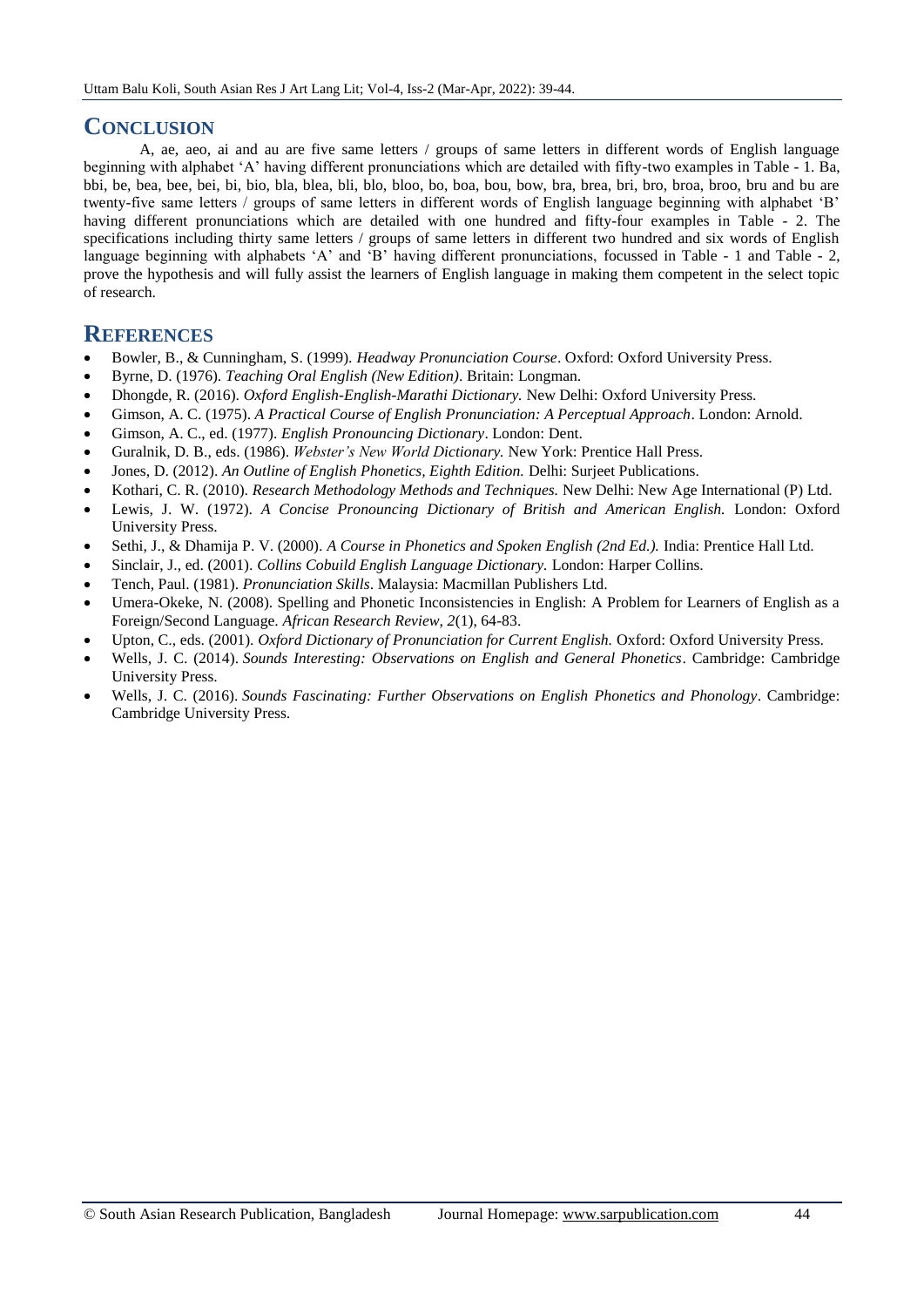## CONCLUSION

A, ae, aeo, ai and au are five same letters / groups of same letters in different words of English language beginning with alphabet 'A' having different pronunciations which are detailed with fifty-two examples in Table - 1. Ba, bbi, be, bea, bee, bei, bi, bio, bla, blea, bli, blo, bloo, bo, boa, bou, bow, bra, brea, bri, bro, broa, broo, bru and bu are twenty-five same letters / groups of same letters in different words of English language beginning with alphabet 'B' having different pronunciations which are detailed with one hundred and fifty-four examples in Table - 2. The specifications including thirty same letters / groups of same letters in different two hundred and six words of English language beginning with alphabets 'A' and 'B' having different pronunciations, focussed in Table - 1 and Table - 2, prove the hypothesis and will fully assist the learners of English language in making them competent in the select topic of research.

## REFERENCES

- Bowler, B., & Cunningham, S. (1999). *Headway Pronunciation Course*. Oxford: Oxford University Press.
- Byrne, D. (1976). *Teaching Oral English (New Edition)*. Britain: Longman.
- Dhongde, R. (2016). *Oxford English-English-Marathi Dictionary.* New Delhi: Oxford University Press.
- Gimson, A. C. (1975). *A Practical Course of English Pronunciation: A Perceptual Approach*. London: Arnold.
- Gimson, A. C., ed. (1977). *English Pronouncing Dictionary*. London: Dent.
- Guralnik, D. B., eds. (1986). *Webster's New World Dictionary.* New York: Prentice Hall Press.
- Jones, D. (2012). *An Outline of English Phonetics, Eighth Edition.* Delhi: Surjeet Publications.
- Kothari, C. R. (2010). *Research Methodology Methods and Techniques.* New Delhi: New Age International (P) Ltd.
- Lewis, J. W. (1972). *A Concise Pronouncing Dictionary of British and American English.* London: Oxford University Press.
- Sethi, J., & Dhamija P. V. (2000). *A Course in Phonetics and Spoken English (2nd Ed.).* India: Prentice Hall Ltd.
- Sinclair, J., ed. (2001). *Collins Cobuild English Language Dictionary.* London: Harper Collins.
- Tench, Paul. (1981). *Pronunciation Skills*. Malaysia: Macmillan Publishers Ltd.
- Umera-Okeke, N. (2008). Spelling and Phonetic Inconsistencies in English: A Problem for Learners of English as a Foreign/Second Language. *African Research Review, 2*(1), 64-83.
- Upton, C., eds. (2001). *Oxford Dictionary of Pronunciation for Current English.* Oxford: Oxford University Press.
- Wells, J. C. (2014). *Sounds Interesting: Observations on English and General Phonetics*. Cambridge: Cambridge University Press.
- Wells, J. C. (2016). *Sounds Fascinating: Further Observations on English Phonetics and Phonology*. Cambridge: Cambridge University Press.